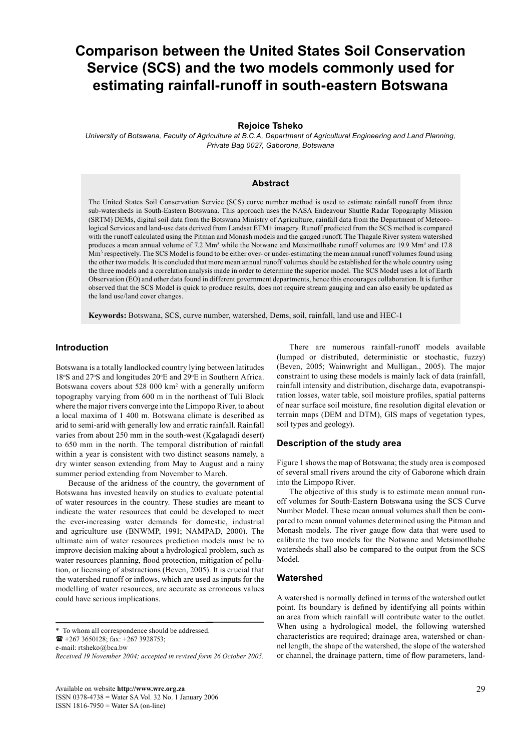# Comparison between the United States Soil Conservation Service (SCS) and the two models commonly used for estimating rainfall-runoff in south-eastern Botswana

**Rejoice Tsheko**

*University of Botswana, Faculty of Agriculture at B.C.A, Department of Agricultural Engineering and Land Planning, Private Bag 0027, Gaborone, Botswana*

## Abstract

The United States Soil Conservation Service (SCS) curve number method is used to estimate rainfall runoff from three sub-watersheds in South-Eastern Botswana. This approach uses the NASA Endeavour Shuttle Radar Topography Mission (SRTM) DEMs, digital soil data from the Botswana Ministry of Agriculture, rainfall data from the Department of Meteorological Services and land-use data derived from Landsat ETM+ imagery. Runoff predicted from the SCS method is compared with the runoff calculated using the Pitman and Monash models and the gauged runoff. The Thagale River system watershed produces a mean annual volume of 7.2 $Mm^3$ while the Notwane and Metsimotlhabe runoff volumes are 19.9 $Mm^3$ and 17.8 $Mm^3$ respectively. The SCS Model is found to be either over- or under-estimating the mean annual runoff volumes found using the other two models. It is concluded that more mean annual runoff volumes should be established for the whole country using the three models and a correlation analysis made in order to determine the superior model. The SCS Model uses a lot of Earth Observation (EO) and other data found in different government departments, hence this encourages collaboration. It is further observed that the SCS Model is quick to produce results, does not require stream gauging and can also easily be updated as the land use/land cover changes.

**Keywords:** Botswana, SCS, curve number, watershed, Dems, soil, rainfall, land use and HEC-1

## Introduction

Botswana is a totally landlocked country lying between latitudes 18°S and 27°S and longitudes 20°E and 29°E in Southern Africa. Botswana covers about 528 000 $km^2$ with a generally uniform topography varying from 600 m in the northeast of Tuli Block where the major rivers converge into the Limpopo River, to about a local maxima of 1 400 m. Botswana climate is described as arid to semi-arid with generally low and erratic rainfall. Rainfall varies from about 250 mm in the south-west (Kgalagadi desert) to 650 mm in the north. The temporal distribution of rainfall within a year is consistent with two distinct seasons namely, a dry winter season extending from May to August and a rainy summer period extending from November to March.

Because of the aridness of the country, the government of Botswana has invested heavily on studies to evaluate potential of water resources in the country. These studies are meant to indicate the water resources that could be developed to meet the ever-increasing water demands for domestic, industrial and agriculture use (BNWMP, 1991; NAMPAD, 2000). The ultimate aim of water resources prediction models must be to improve decision making about a hydrological problem, such as water resources planning, flood protection, mitigation of pollution, or licensing of abstractions (Beven, 2005). It is crucial that the watershed runoff or inflows, which are used as inputs for the modelling of water resources, are accurate as erroneous values could have serious implications.

\* To whom all correspondence should be addressed.
☎ +267 3650128; fax: +267 3928753;
e-mail: rtsheko@bca.bw

*Received 19 November 2004; accepted in revised form 26 October 2005.*

There are numerous rainfall-runoff models available (lumped or distributed, deterministic or stochastic, fuzzy) (Beven, 2005; Wainwright and Mulligan., 2005). The major constraint to using these models is mainly lack of data (rainfall, rainfall intensity and distribution, discharge data, evapotranspiration losses, water table, soil moisture profiles, spatial patterns of near surface soil moisture, fine resolution digital elevation or terrain maps (DEM and DTM), GIS maps of vegetation types, soil types and geology).

## Description of the study area

Figure 1 shows the map of Botswana; the study area is composed of several small rivers around the city of Gaborone which drain into the Limpopo River.

The objective of this study is to estimate mean annual runoff volumes for South-Eastern Botswana using the SCS Curve Number Model. These mean annual volumes shall then be compared to mean annual volumes determined using the Pitman and Monash models. The river gauge flow data that were used to calibrate the two models for the Notwane and Metsimotlhabe watersheds shall also be compared to the output from the SCS Model.

## Watershed

A watershed is normally defined in terms of the watershed outlet point. Its boundary is defined by identifying all points within an area from which rainfall will contribute water to the outlet. When using a hydrological model, the following watershed characteristics are required; drainage area, watershed or channel length, the shape of the watershed, the slope of the watershed or channel, the drainage pattern, time of flow parameters, land-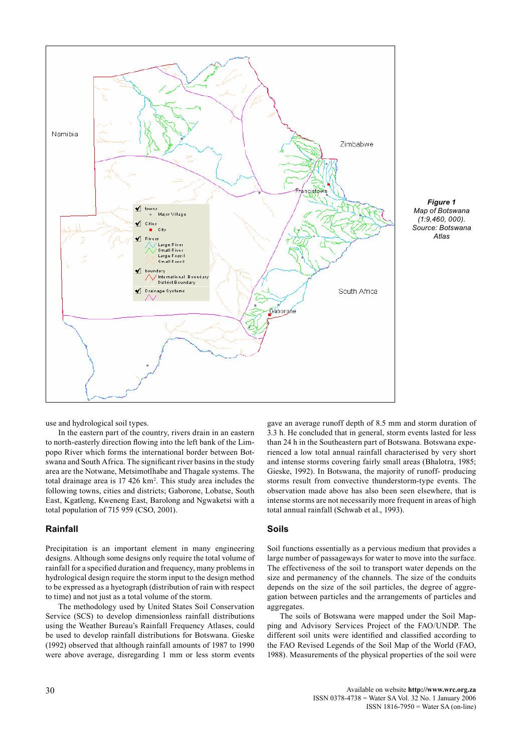**Figure 1**
*Map of Botswana (1:9,460, 000). Source: Botswana Atlas*

use and hydrological soil types.

In the eastern part of the country, rivers drain in an eastern to north-easterly direction flowing into the left bank of the Limpopo River which forms the international border between Botswana and South Africa. The significant river basins in the study area are the Notwane, Metsimotlhabe and Thagale systems. The total drainage area is 17 426 km². This study area includes the following towns, cities and districts; Gaborone, Lobatse, South East, Kgatleng, Kweneng East, Barolong and Ngwaketsi with a total population of 715 959 (CSO, 2001).

## Rainfall

Precipitation is an important element in many engineering designs. Although some designs only require the total volume of rainfall for a specified duration and frequency, many problems in hydrological design require the storm input to the design method to be expressed as a hyetograph (distribution of rain with respect to time) and not just as a total volume of the storm.

The methodology used by United States Soil Conservation Service (SCS) to develop dimensionless rainfall distributions using the Weather Bureau's Rainfall Frequency Atlases, could be used to develop rainfall distributions for Botswana. Gieske (1992) observed that although rainfall amounts of 1987 to 1990 were above average, disregarding 1 mm or less storm events gave an average runoff depth of 8.5 mm and storm duration of 3.3 h. He concluded that in general, storm events lasted for less than 24 h in the Southeastern part of Botswana. Botswana experienced a low total annual rainfall characterised by very short and intense storms covering fairly small areas (Bhalotra, 1985; Gieske, 1992). In Botswana, the majority of runoff- producing storms result from convective thunderstorm-type events. The observation made above has also been seen elsewhere, that is intense storms are not necessarily more frequent in areas of high total annual rainfall (Schwab et al., 1993).

## Soils

Soil functions essentially as a pervious medium that provides a large number of passageways for water to move into the surface. The effectiveness of the soil to transport water depends on the size and permanency of the channels. The size of the conduits depends on the size of the soil particles, the degree of aggregation between particles and the arrangements of particles and aggregates.

The soils of Botswana were mapped under the Soil Mapping and Advisory Services Project of the FAO/UNDP. The different soil units were identified and classified according to the FAO Revised Legends of the Soil Map of the World (FAO, 1988). Measurements of the physical properties of the soil were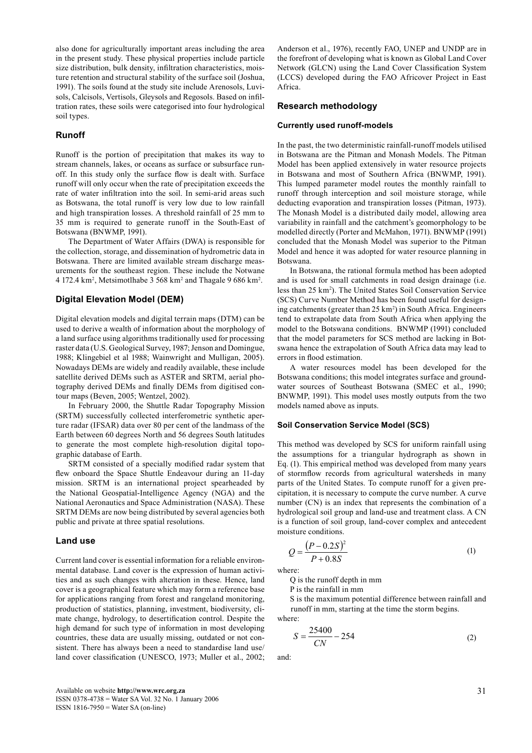also done for agriculturally important areas including the area in the present study. These physical properties include particle size distribution, bulk density, infiltration characteristics, moisture retention and structural stability of the surface soil (Joshua, 1991). The soils found at the study site include Arenosols, Luvisols, Calcisols, Vertisols, Gleysols and Regosols. Based on infiltration rates, these soils were categorised into four hydrological soil types.

## Runoff

Runoff is the portion of precipitation that makes its way to stream channels, lakes, or oceans as surface or subsurface runoff. In this study only the surface flow is dealt with. Surface runoff will only occur when the rate of precipitation exceeds the rate of water infiltration into the soil. In semi-arid areas such as Botswana, the total runoff is very low due to low rainfall and high transpiration losses. A threshold rainfall of 25 mm to 35 mm is required to generate runoff in the South-East of Botswana (BNWMP, 1991).

The Department of Water Affairs (DWA) is responsible for the collection, storage, and dissemination of hydrometric data in Botswana. There are limited available stream discharge measurements for the southeast region. These include the Notwane 4 172.4 km$^2$, Metsimotlhabe 3 568 km$^2$ and Thagale 9 686 km$^2$.

## Digital Elevation Model (DEM)

Digital elevation models and digital terrain maps (DTM) can be used to derive a wealth of information about the morphology of a land surface using algorithms traditionally used for processing raster data (U.S. Geological Survey, 1987; Jenson and Domingue, 1988; Klingebiel et al 1988; Wainwright and Mulligan, 2005). Nowadays DEMs are widely and readily available, these include satellite derived DEMs such as ASTER and SRTM, aerial photography derived DEMs and finally DEMs from digitised contour maps (Beven, 2005; Wentzel, 2002).

In February 2000, the Shuttle Radar Topography Mission (SRTM) successfully collected interferometric synthetic aperture radar (IFSAR) data over 80 per cent of the landmass of the Earth between 60 degrees North and 56 degrees South latitudes to generate the most complete high-resolution digital topographic database of Earth.

SRTM consisted of a specially modified radar system that flew onboard the Space Shuttle Endeavour during an 11-day mission. SRTM is an international project spearheaded by the National Geospatial-Intelligence Agency (NGA) and the National Aeronautics and Space Administration (NASA). These SRTM DEMs are now being distributed by several agencies both public and private at three spatial resolutions.

## Land use

Current land cover is essential information for a reliable environmental database. Land cover is the expression of human activities and as such changes with alteration in these. Hence, land cover is a geographical feature which may form a reference base for applications ranging from forest and rangeland monitoring, production of statistics, planning, investment, biodiversity, climate change, hydrology, to desertification control. Despite the high demand for such type of information in most developing countries, these data are usually missing, outdated or not consistent. There has always been a need to standardise land use/land cover classification (UNESCO, 1973; Muller et al., 2002; Anderson et al., 1976), recently FAO, UNEP and UNDP are in the forefront of developing what is known as Global Land Cover Network (GLCN) using the Land Cover Classification System (LCCS) developed during the FAO Africover Project in East Africa.

## Research methodology

### Currently used runoff-models

In the past, the two deterministic rainfall-runoff models utilised in Botswana are the Pitman and Monash Models. The Pitman Model has been applied extensively in water resource projects in Botswana and most of Southern Africa (BNWMP, 1991). This lumped parameter model routes the monthly rainfall to runoff through interception and soil moisture storage, while deducting evaporation and transpiration losses (Pitman, 1973). The Monash Model is a distributed daily model, allowing area variability in rainfall and the catchment's geomorphology to be modelled directly (Porter and McMahon, 1971). BNWMP (1991) concluded that the Monash Model was superior to the Pitman Model and hence it was adopted for water resource planning in Botswana.

In Botswana, the rational formula method has been adopted and is used for small catchments in road design drainage (i.e. less than 25 km$^2$). The United States Soil Conservation Service (SCS) Curve Number Method has been found useful for designing catchments (greater than 25 km$^2$) in South Africa. Engineers tend to extrapolate data from South Africa when applying the model to the Botswana conditions. BNWMP (1991) concluded that the model parameters for SCS method are lacking in Botswana hence the extrapolation of South Africa data may lead to errors in flood estimation.

A water resources model has been developed for the Botswana conditions; this model integrates surface and groundwater sources of Southeast Botswana (SMEC et al., 1990; BNWMP, 1991). This model uses mostly outputs from the two models named above as inputs.

### Soil Conservation Service Model (SCS)

This method was developed by SCS for uniform rainfall using the assumptions for a triangular hydrograph as shown in Eq. (1). This empirical method was developed from many years of stormflow records from agricultural watersheds in many parts of the United States. To compute runoff for a given precipitation, it is necessary to compute the curve number. A curve number (CN) is an index that represents the combination of a hydrological soil group and land-use and treatment class. A CN is a function of soil group, land-cover complex and antecedent moisture conditions.

$$Q = \frac{(P - 0.2S)^2}{P + 0.8S} \tag{1}$$

where:

Q is the runoff depth in mm

P is the rainfall in mm

S is the maximum potential difference between rainfall and runoff in mm, starting at the time the storm begins.

where:

$$S = \frac{25400}{CN} - 254 \tag{2}$$

and: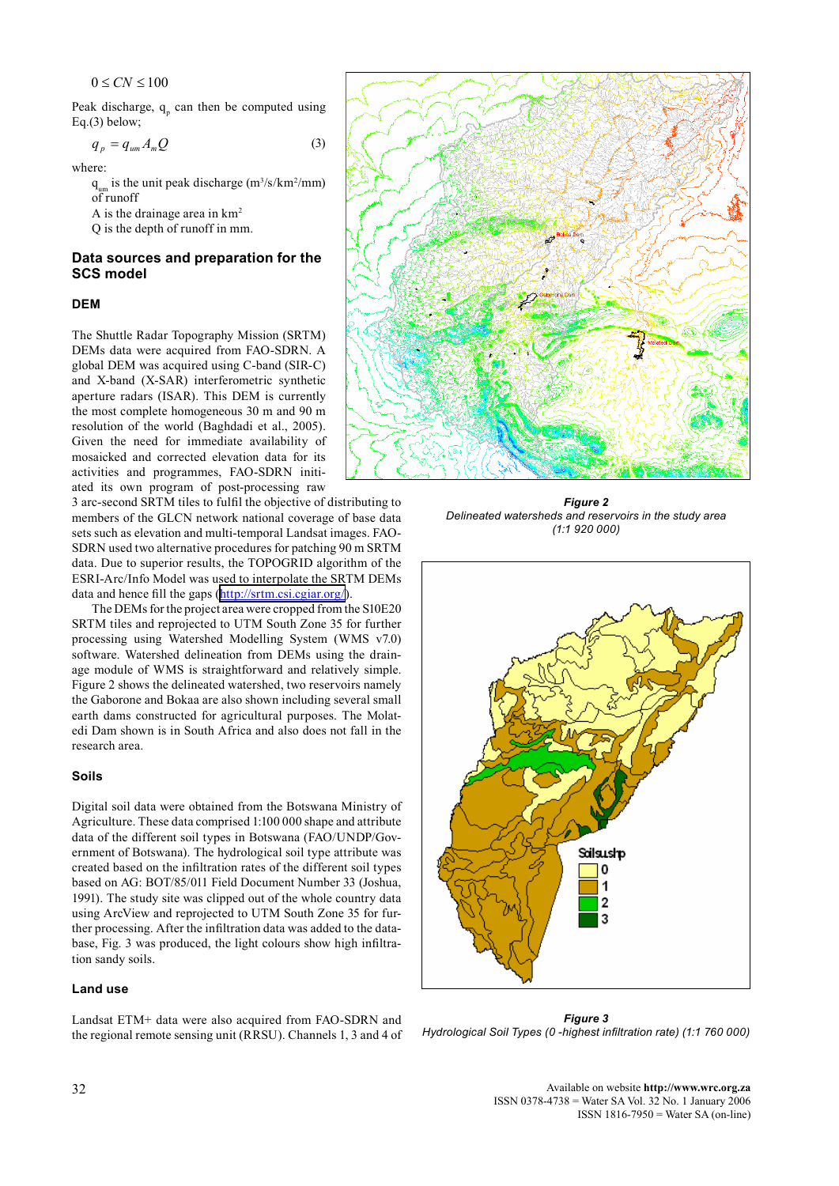$0 \le CN \le 100$

Peak discharge, $q_p$ can then be computed using Eq.(3) below;

$$q_p = q_{um} A_m Q \quad (3)$$

where:

$q_{um}$ is the unit peak discharge ($m^3/s/km^2/mm$) of runoff

A is the drainage area in $km^2$

Q is the depth of runoff in mm.

## Data sources and preparation for the SCS model

### DEM

The Shuttle Radar Topography Mission (SRTM) DEMs data were acquired from FAO-SDRN. A global DEM was acquired using C-band (SIR-C) and X-band (X-SAR) interferometric synthetic aperture radars (ISAR). This DEM is currently the most complete homogeneous 30 m and 90 m resolution of the world (Baghdadi et al., 2005). Given the need for immediate availability of mosaicked and corrected elevation data for its activities and programmes, FAO-SDRN initiated its own program of post-processing raw 3 arc-second SRTM tiles to fulfil the objective of distributing to members of the GLCN network national coverage of base data sets such as elevation and multi-temporal Landsat images. FAO-SDRN used two alternative procedures for patching 90 m SRTM data. Due to superior results, the TOPOGRID algorithm of the ESRI-Arc/Info Model was used to interpolate the SRTM DEMs data and hence fill the gaps (http://srtm.csi.cgiar.org/).

The DEMs for the project area were cropped from the S10E20 SRTM tiles and reprojected to UTM South Zone 35 for further processing using Watershed Modelling System (WMS v7.0) software. Watershed delineation from DEMs using the drainage module of WMS is straightforward and relatively simple. Figure 2 shows the delineated watershed, two reservoirs namely the Gaborone and Bokaa are also shown including several small earth dams constructed for agricultural purposes. The Molatedi Dam shown is in South Africa and also does not fall in the research area.

**Figure 2**
*Delineated watersheds and reservoirs in the study area (1:1 920 000)*

### Soils

Digital soil data were obtained from the Botswana Ministry of Agriculture. These data comprised 1:100 000 shape and attribute data of the different soil types in Botswana (FAO/UNDP/Government of Botswana). The hydrological soil type attribute was created based on the infiltration rates of the different soil types based on AG: BOT/85/011 Field Document Number 33 (Joshua, 1991). The study site was clipped out of the whole country data using ArcView and reprojected to UTM South Zone 35 for further processing. After the infiltration data was added to the database, Fig. 3 was produced, the light colours show high infiltration sandy soils.

**Figure 3**
*Hydrological Soil Types (0 -highest infiltration rate) (1:1 760 000)*

### Land use

Landsat ETM+ data were also acquired from FAO-SDRN and the regional remote sensing unit (RRSU). Channels 1, 3 and 4 of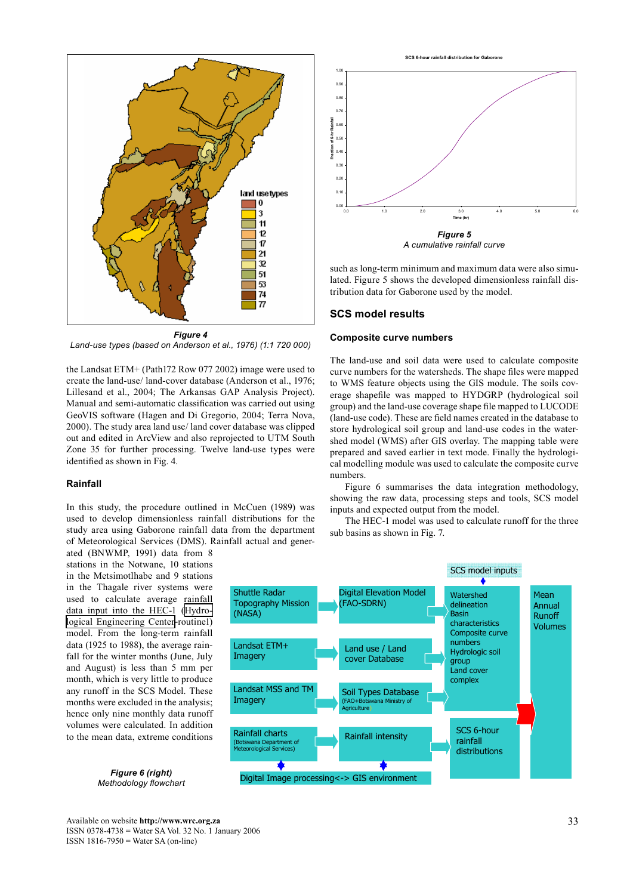*Figure 4*
*Land-use types (based on Anderson et al., 1976) (1:1 720 000)*

the Landsat ETM+ (Path172 Row 077 2002) image were used to create the land-use/ land-cover database (Anderson et al., 1976; Lillesand et al., 2004; The Arkansas GAP Analysis Project). Manual and semi-automatic classification was carried out using GeoVIS software (Hagen and Di Gregorio, 2004; Terra Nova, 2000). The study area land use/ land cover database was clipped out and edited in ArcView and also reprojected to UTM South Zone 35 for further processing. Twelve land-use types were identified as shown in Fig. 4.

### Rainfall

In this study, the procedure outlined in McCuen (1989) was used to develop dimensionless rainfall distributions for the study area using Gaborone rainfall data from the department of Meteorological Services (DMS). Rainfall actual and generated (BNWMP, 1991) data from 8 stations in the Notwane, 10 stations in the Metsimotlhabe and 9 stations in the Thagale river systems were used to calculate average rainfall data input into the HEC-1 (Hydrological Engineering Center-routine1) model. From the long-term rainfall data (1925 to 1988), the average rainfall for the winter months (June, July and August) is less than 5 mm per month, which is very little to produce any runoff in the SCS Model. These months were excluded in the analysis; hence only nine monthly data runoff volumes were calculated. In addition to the mean data, extreme conditions such as long-term minimum and maximum data were also simulated. Figure 5 shows the developed dimensionless rainfall distribution data for Gaborone used by the model.

*Figure 5*
*A cumulative rainfall curve*

## SCS model results

### Composite curve numbers

The land-use and soil data were used to calculate composite curve numbers for the watersheds. The shape files were mapped to WMS feature objects using the GIS module. The soils coverage shapefile was mapped to HYDGRP (hydrological soil group) and the land-use coverage shape file mapped to LUCODE (land-use code). These are field names created in the database to store hydrological soil group and land-use codes in the watershed model (WMS) after GIS overlay. The mapping table were prepared and saved earlier in text mode. Finally the hydrological modelling module was used to calculate the composite curve numbers.

Figure 6 summarises the data integration methodology, showing the raw data, processing steps and tools, SCS model inputs and expected output from the model.

The HEC-1 model was used to calculate runoff for the three sub basins as shown in Fig. 7.

*Figure 6 (right)*
*Methodology flowchart*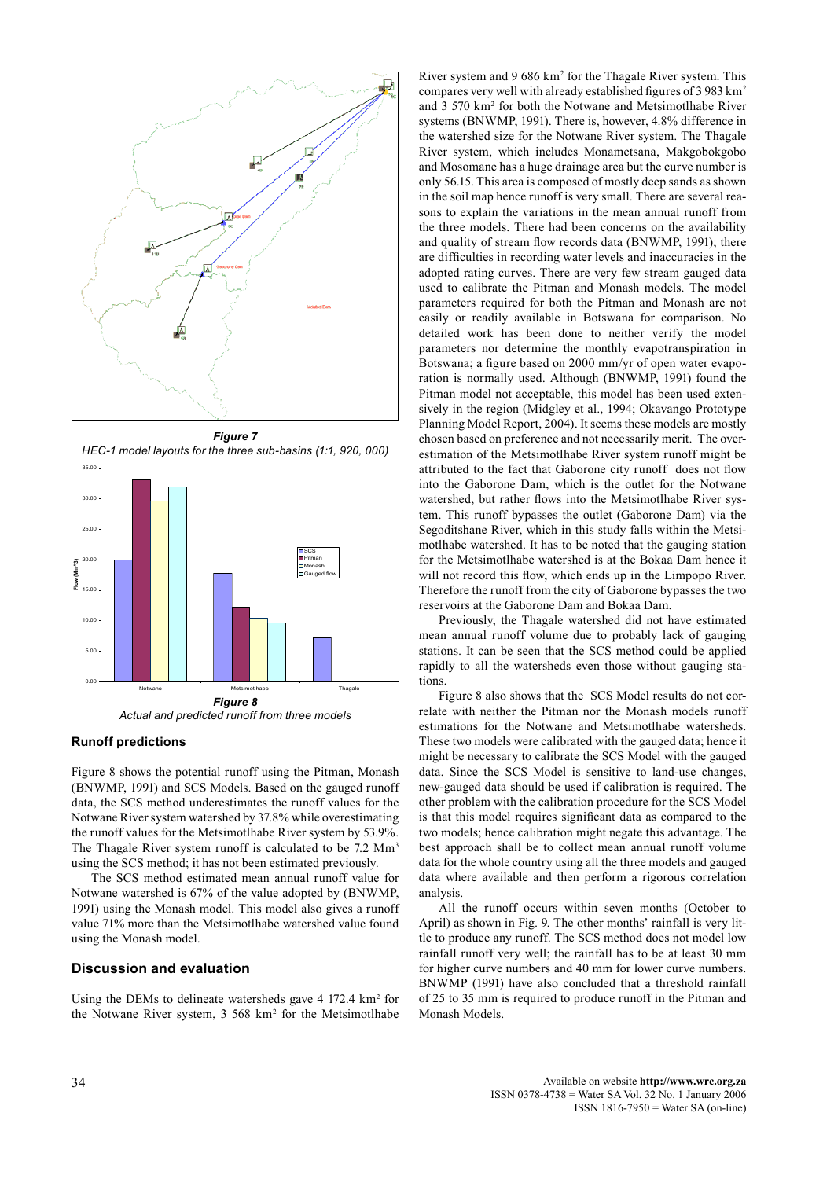**Figure 7**

*HEC-1 model layouts for the three sub-basins (1:1, 920, 000)*

**Figure 8**

*Actual and predicted runoff from three models*

## Runoff predictions

Figure 8 shows the potential runoff using the Pitman, Monash (BNWMP, 1991) and SCS Models. Based on the gauged runoff data, the SCS method underestimates the runoff values for the Notwane River system watershed by 37.8% while overestimating the runoff values for the Metsimotlhabe River system by 53.9%. The Thagale River system runoff is calculated to be 7.2 Mm$^3$ using the SCS method; it has not been estimated previously.

The SCS method estimated mean annual runoff value for Notwane watershed is 67% of the value adopted by (BNWMP, 1991) using the Monash model. This model also gives a runoff value 71% more than the Metsimotlhabe watershed value found using the Monash model.

## Discussion and evaluation

Using the DEMs to delineate watersheds gave 4 172.4 km$^2$ for the Notwane River system, 3 568 km$^2$ for the Metsimotlhabe River system and 9 686 km$^2$ for the Thagale River system. This compares very well with already established figures of 3 983 km$^2$ and 3 570 km$^2$ for both the Notwane and Metsimotlhabe River systems (BNWMP, 1991). There is, however, 4.8% difference in the watershed size for the Notwane River system. The Thagale River system, which includes Monametsana, Makgobokgobo and Mosomane has a huge drainage area but the curve number is only 56.15. This area is composed of mostly deep sands as shown in the soil map hence runoff is very small. There are several reasons to explain the variations in the mean annual runoff from the three models. There had been concerns on the availability and quality of stream flow records data (BNWMP, 1991); there are difficulties in recording water levels and inaccuracies in the adopted rating curves. There are very few stream gauged data used to calibrate the Pitman and Monash models. The model parameters required for both the Pitman and Monash are not easily or readily available in Botswana for comparison. No detailed work has been done to neither verify the model parameters nor determine the monthly evapotranspiration in Botswana; a figure based on 2000 mm/yr of open water evaporation is normally used. Although (BNWMP, 1991) found the Pitman model not acceptable, this model has been used extensively in the region (Midgley et al., 1994; Okavango Prototype Planning Model Report, 2004). It seems these models are mostly chosen based on preference and not necessarily merit. The overestimation of the Metsimotlhabe River system runoff might be attributed to the fact that Gaborone city runoff does not flow into the Gaborone Dam, which is the outlet for the Notwane watershed, but rather flows into the Metsimotlhabe River system. This runoff bypasses the outlet (Gaborone Dam) via the Segoditshane River, which in this study falls within the Metsimotlhabe watershed. It has to be noted that the gauging station for the Metsimotlhabe watershed is at the Bokaa Dam hence it will not record this flow, which ends up in the Limpopo River. Therefore the runoff from the city of Gaborone bypasses the two reservoirs at the Gaborone Dam and Bokaa Dam.

Previously, the Thagale watershed did not have estimated mean annual runoff volume due to probably lack of gauging stations. It can be seen that the SCS method could be applied rapidly to all the watersheds even those without gauging stations.

Figure 8 also shows that the SCS Model results do not correlate with neither the Pitman nor the Monash models runoff estimations for the Notwane and Metsimotlhabe watersheds. These two models were calibrated with the gauged data; hence it might be necessary to calibrate the SCS Model with the gauged data. Since the SCS Model is sensitive to land-use changes, new-gauged data should be used if calibration is required. The other problem with the calibration procedure for the SCS Model is that this model requires significant data as compared to the two models; hence calibration might negate this advantage. The best approach shall be to collect mean annual runoff volume data for the whole country using all the three models and gauged data where available and then perform a rigorous correlation analysis.

All the runoff occurs within seven months (October to April) as shown in Fig. 9. The other months' rainfall is very little to produce any runoff. The SCS method does not model low rainfall runoff very well; the rainfall has to be at least 30 mm for higher curve numbers and 40 mm for lower curve numbers. BNWMP (1991) have also concluded that a threshold rainfall of 25 to 35 mm is required to produce runoff in the Pitman and Monash Models.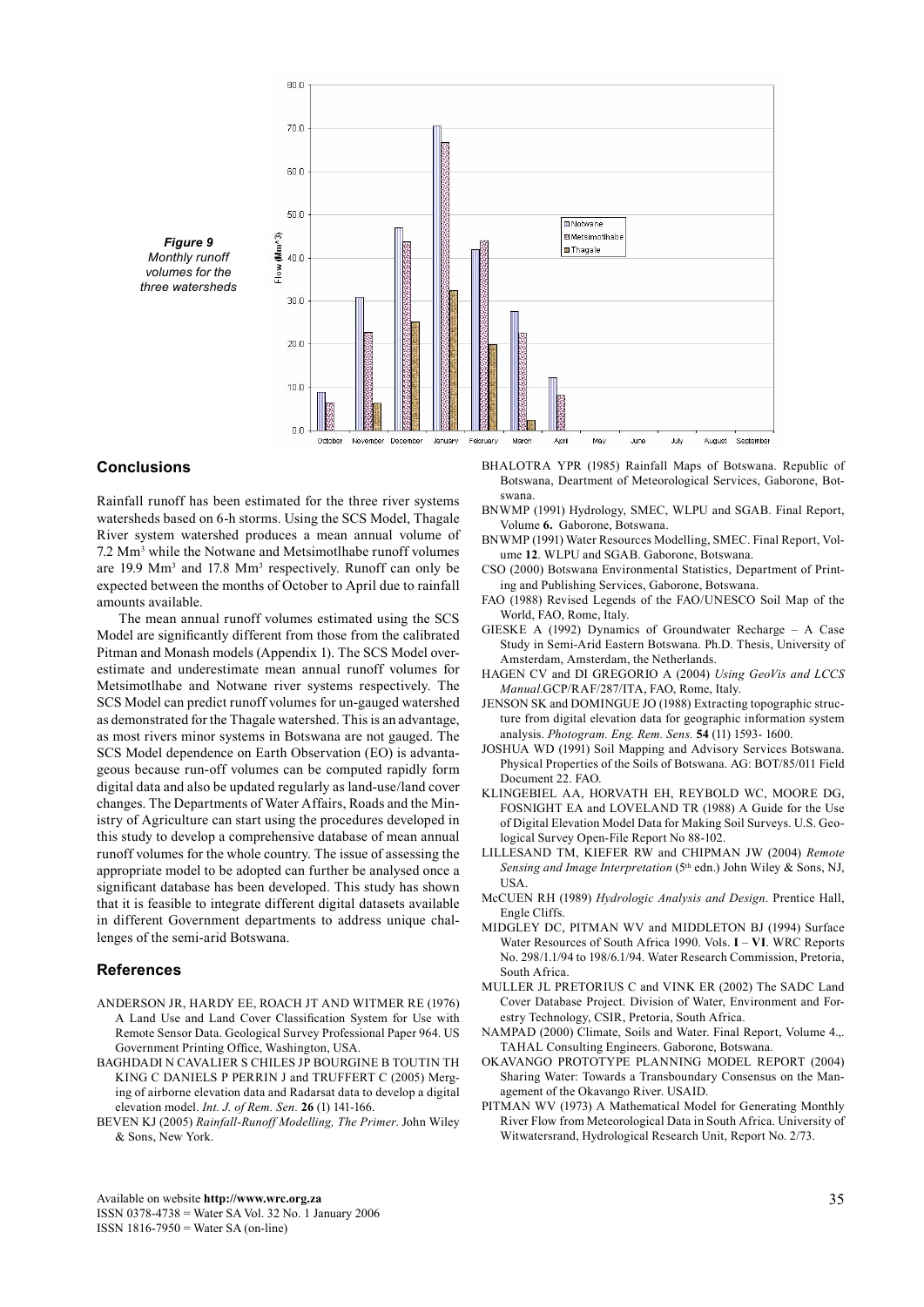**Figure 9**
*Monthly runoff volumes for the three watersheds*

## Conclusions

Rainfall runoff has been estimated for the three river systems watersheds based on 6-h storms. Using the SCS Model, Thagale River system watershed produces a mean annual volume of 7.2 Mm³ while the Notwane and Metsimotlhabe runoff volumes are 19.9 Mm³ and 17.8 Mm³ respectively. Runoff can only be expected between the months of October to April due to rainfall amounts available.

The mean annual runoff volumes estimated using the SCS Model are significantly different from those from the calibrated Pitman and Monash models (Appendix 1). The SCS Model overestimate and underestimate mean annual runoff volumes for Metsimotlhabe and Notwane river systems respectively. The SCS Model can predict runoff volumes for un-gauged watershed as demonstrated for the Thagale watershed. This is an advantage, as most rivers minor systems in Botswana are not gauged. The SCS Model dependence on Earth Observation (EO) is advantageous because run-off volumes can be computed rapidly form digital data and also be updated regularly as land-use/land cover changes. The Departments of Water Affairs, Roads and the Ministry of Agriculture can start using the procedures developed in this study to develop a comprehensive database of mean annual runoff volumes for the whole country. The issue of assessing the appropriate model to be adopted can further be analysed once a significant database has been developed. This study has shown that it is feasible to integrate different digital datasets available in different Government departments to address unique challenges of the semi-arid Botswana.

## References

ANDERSON JR, HARDY EE, ROACH JT AND WITMER RE (1976) A Land Use and Land Cover Classification System for Use with Remote Sensor Data. Geological Survey Professional Paper 964. US Government Printing Office, Washington, USA.

BAGHDADI N CAVALIER S CHILES JP BOURGINE B TOUTIN TH KING C DANIELS P PERRIN J and TRUFFERT C (2005) Merging of airborne elevation data and Radarsat data to develop a digital elevation model. *Int. J. of Rem. Sen.* **26** (1) 141-166.

BEVEN KJ (2005) *Rainfall-Runoff Modelling, The Primer*. John Wiley & Sons, New York.

BHALOTRA YPR (1985) Rainfall Maps of Botswana. Republic of Botswana, Deartment of Meteorological Services, Gaborone, Botswana.

BNWMP (1991) Hydrology, SMEC, WLPU and SGAB. Final Report, Volume **6.** Gaborone, Botswana.

BNWMP (1991) Water Resources Modelling, SMEC. Final Report, Volume **12**. WLPU and SGAB. Gaborone, Botswana.

CSO (2000) Botswana Environmental Statistics, Department of Printing and Publishing Services, Gaborone, Botswana.

FAO (1988) Revised Legends of the FAO/UNESCO Soil Map of the World, FAO, Rome, Italy.

GIESKE A (1992) Dynamics of Groundwater Recharge – A Case Study in Semi-Arid Eastern Botswana. Ph.D. Thesis, University of Amsterdam, Amsterdam, the Netherlands.

HAGEN CV and DI GREGORIO A (2004) *Using GeoVis and LCCS Manual.*GCP/RAF/287/ITA, FAO, Rome, Italy.

JENSON SK and DOMINGUE JO (1988) Extracting topographic structure from digital elevation data for geographic information system analysis. *Photogram. Eng. Rem. Sens.* **54** (11) 1593- 1600.

JOSHUA WD (1991) Soil Mapping and Advisory Services Botswana. Physical Properties of the Soils of Botswana. AG: BOT/85/011 Field Document 22. FAO.

KLINGEBIEL AA, HORVATH EH, REYBOLD WC, MOORE DG, FOSNIGHT EA and LOVELAND TR (1988) A Guide for the Use of Digital Elevation Model Data for Making Soil Surveys. U.S. Geological Survey Open-File Report No 88-102.

LILLESAND TM, KIEFER RW and CHIPMAN JW (2004) *Remote Sensing and Image Interpretation* (5th edn.) John Wiley & Sons, NJ, USA.

McCUEN RH (1989) *Hydrologic Analysis and Design*. Prentice Hall, Engle Cliffs.

MIDGLEY DC, PITMAN WV and MIDDLETON BJ (1994) Surface Water Resources of South Africa 1990. Vols. **I** – **VI**. WRC Reports No. 298/1.1/94 to 198/6.1/94. Water Research Commission, Pretoria, South Africa.

MULLER JL PRETORIUS C and VINK ER (2002) The SADC Land Cover Database Project. Division of Water, Environment and Forestry Technology, CSIR, Pretoria, South Africa.

NAMPAD (2000) Climate, Soils and Water. Final Report, Volume 4.,. TAHAL Consulting Engineers. Gaborone, Botswana.

OKAVANGO PROTOTYPE PLANNING MODEL REPORT (2004) Sharing Water: Towards a Transboundary Consensus on the Management of the Okavango River. USAID.

PITMAN WV (1973) A Mathematical Model for Generating Monthly River Flow from Meteorological Data in South Africa. University of Witwatersrand, Hydrological Research Unit, Report No. 2/73.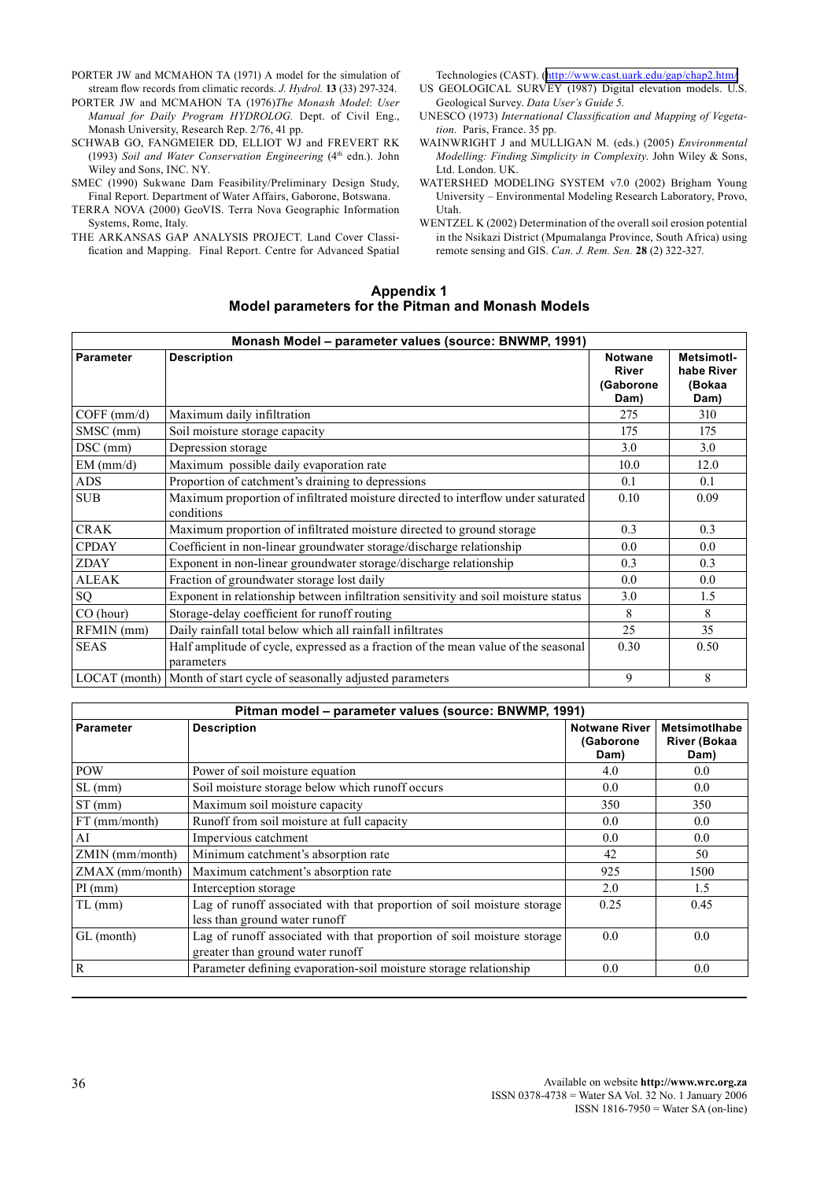PORTER JW and MCMAHON TA (1971) A model for the simulation of stream flow records from climatic records. *J. Hydrol.* **13** (33) 297-324.

PORTER JW and MCMAHON TA (1976)*The Monash Model*: *User Manual for Daily Program HYDROLOG.* Dept. of Civil Eng., Monash University, Research Rep. 2/76, 41 pp.

SCHWAB GO, FANGMEIER DD, ELLIOT WJ and FREVERT RK (1993) *Soil and Water Conservation Engineering* (4th edn.). John Wiley and Sons, INC. NY.

SMEC (1990) Sukwane Dam Feasibility/Preliminary Design Study, Final Report. Department of Water Affairs, Gaborone, Botswana.

TERRA NOVA (2000) GeoVIS. Terra Nova Geographic Information Systems, Rome, Italy.

THE ARKANSAS GAP ANALYSIS PROJECT. Land Cover Classification and Mapping. Final Report. Centre for Advanced Spatial Technologies (CAST). (http://www.cast.uark.edu/gap/chap2.htm)

US GEOLOGICAL SURVEY (1987) Digital elevation models. U.S. Geological Survey. *Data User's Guide 5.*

UNESCO (1973) *International Classification and Mapping of Vegetation.* Paris, France. 35 pp.

WAINWRIGHT J and MULLIGAN M. (eds.) (2005) *Environmental Modelling: Finding Simplicity in Complexity.* John Wiley & Sons, Ltd. London. UK.

WATERSHED MODELING SYSTEM v7.0 (2002) Brigham Young University – Environmental Modeling Research Laboratory, Provo, Utah.

WENTZEL K (2002) Determination of the overall soil erosion potential in the Nsikazi District (Mpumalanga Province, South Africa) using remote sensing and GIS. *Can. J. Rem. Sen.* **28** (2) 322-327.

## Appendix 1
## Model parameters for the Pitman and Monash Models

**Monash Model – parameter values (source: BNWMP, 1991)**

| Parameter | Description | Notwane River (Gaborone Dam) | Metsimotlhabe River (Bokaa Dam) |
|---|---|---|---|
| COFF (mm/d) | Maximum daily infiltration | 275 | 310 |
| SMSC (mm) | Soil moisture storage capacity | 175 | 175 |
| DSC (mm) | Depression storage | 3.0 | 3.0 |
| EM (mm/d) | Maximum possible daily evaporation rate | 10.0 | 12.0 |
| ADS | Proportion of catchment's draining to depressions | 0.1 | 0.1 |
| SUB | Maximum proportion of infiltrated moisture directed to interflow under saturated conditions | 0.10 | 0.09 |
| CRAK | Maximum proportion of infiltrated moisture directed to ground storage | 0.3 | 0.3 |
| CPDAY | Coefficient in non-linear groundwater storage/discharge relationship | 0.0 | 0.0 |
| ZDAY | Exponent in non-linear groundwater storage/discharge relationship | 0.3 | 0.3 |
| ALEAK | Fraction of groundwater storage lost daily | 0.0 | 0.0 |
| SQ | Exponent in relationship between infiltration sensitivity and soil moisture status | 3.0 | 1.5 |
| CO (hour) | Storage-delay coefficient for runoff routing | 8 | 8 |
| RFMIN (mm) | Daily rainfall total below which all rainfall infiltrates | 25 | 35 |
| SEAS | Half amplitude of cycle, expressed as a fraction of the mean value of the seasonal parameters | 0.30 | 0.50 |
| LOCAT (month) | Month of start cycle of seasonally adjusted parameters | 9 | 8 |

**Pitman model – parameter values (source: BNWMP, 1991)**

| Parameter | Description | Notwane River (Gaborone Dam) | Metsimotlhabe River (Bokaa Dam) |
|---|---|---|---|
| POW | Power of soil moisture equation | 4.0 | 0.0 |
| SL (mm) | Soil moisture storage below which runoff occurs | 0.0 | 0.0 |
| ST (mm) | Maximum soil moisture capacity | 350 | 350 |
| FT (mm/month) | Runoff from soil moisture at full capacity | 0.0 | 0.0 |
| AI | Impervious catchment | 0.0 | 0.0 |
| ZMIN (mm/month) | Minimum catchment's absorption rate | 42 | 50 |
| ZMAX (mm/month) | Maximum catchment's absorption rate | 925 | 1500 |
| PI (mm) | Interception storage | 2.0 | 1.5 |
| TL (mm) | Lag of runoff associated with that proportion of soil moisture storage less than ground water runoff | 0.25 | 0.45 |
| GL (month) | Lag of runoff associated with that proportion of soil moisture storage greater than ground water runoff | 0.0 | 0.0 |
| R | Parameter defining evaporation-soil moisture storage relationship | 0.0 | 0.0 |